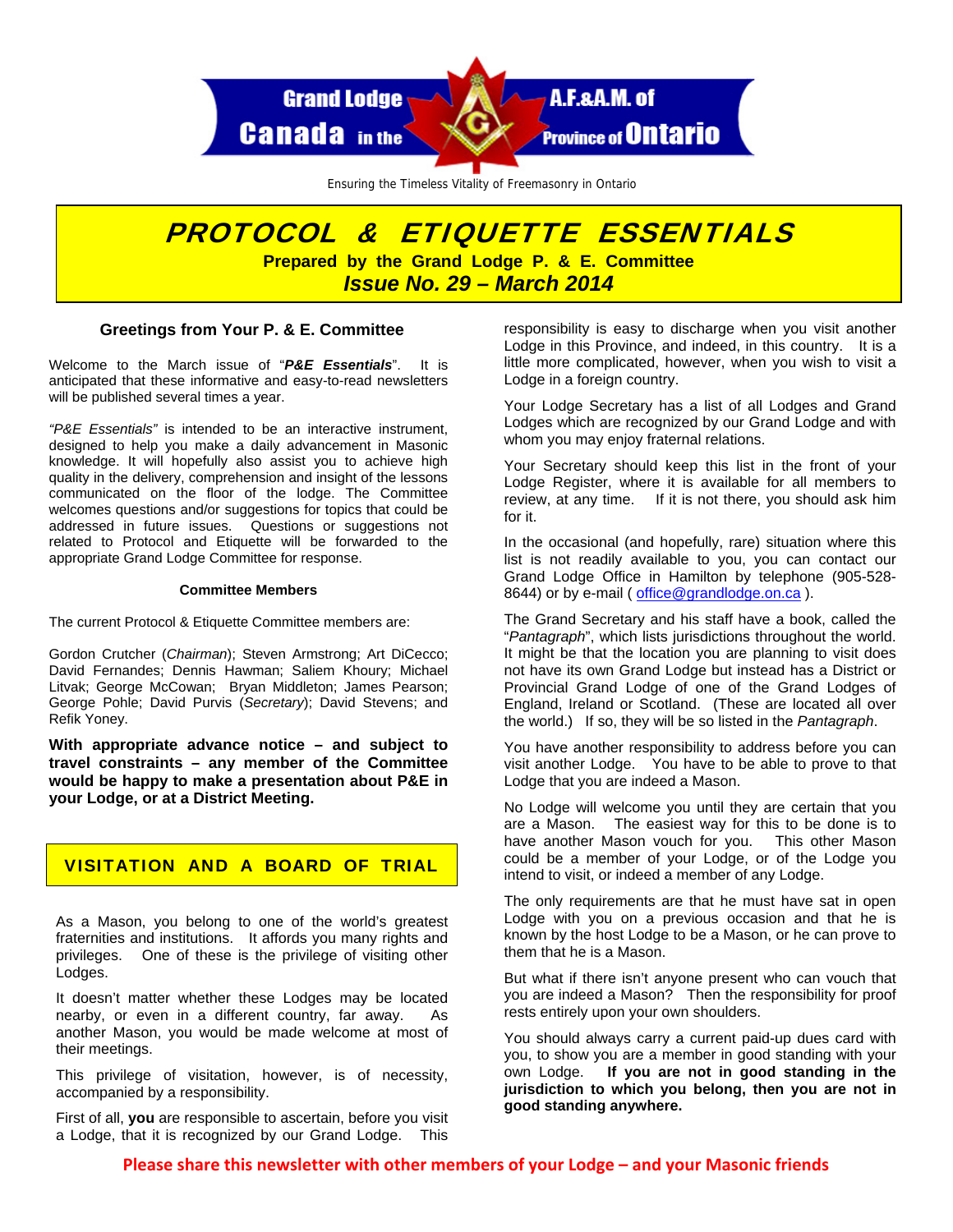Grand Lodge A.F.&A.M. of Canada in the Province of Ontario

Ensuring the Timeless Vitality of Freemasonry in Ontario

# *PROTOCOL & ETIQUETTE ESSENTIALS*

**Prepared by the Grand Lodge P. & E. Committee**

***Issue No. 29 – March 2014***

## Greetings from Your P. & E. Committee

Welcome to the March issue of "***P&E Essentials***". It is anticipated that these informative and easy-to-read newsletters will be published several times a year.

*"P&E Essentials"* is intended to be an interactive instrument, designed to help you make a daily advancement in Masonic knowledge. It will hopefully also assist you to achieve high quality in the delivery, comprehension and insight of the lessons communicated on the floor of the lodge. The Committee welcomes questions and/or suggestions for topics that could be addressed in future issues. Questions or suggestions not related to Protocol and Etiquette will be forwarded to the appropriate Grand Lodge Committee for response.

### Committee Members

The current Protocol & Etiquette Committee members are:

Gordon Crutcher (*Chairman*); Steven Armstrong; Art DiCecco; David Fernandes; Dennis Hawman; Saliem Khoury; Michael Litvak; George McCowan; Bryan Middleton; James Pearson; George Pohle; David Purvis (*Secretary*); David Stevens; and Refik Yoney.

**With appropriate advance notice – and subject to travel constraints – any member of the Committee would be happy to make a presentation about P&E in your Lodge, or at a District Meeting.**

## VISITATION AND A BOARD OF TRIAL

As a Mason, you belong to one of the world's greatest fraternities and institutions. It affords you many rights and privileges. One of these is the privilege of visiting other Lodges.

It doesn't matter whether these Lodges may be located nearby, or even in a different country, far away. As another Mason, you would be made welcome at most of their meetings.

This privilege of visitation, however, is of necessity, accompanied by a responsibility.

First of all, **you** are responsible to ascertain, before you visit a Lodge, that it is recognized by our Grand Lodge. This responsibility is easy to discharge when you visit another Lodge in this Province, and indeed, in this country. It is a little more complicated, however, when you wish to visit a Lodge in a foreign country.

Your Lodge Secretary has a list of all Lodges and Grand Lodges which are recognized by our Grand Lodge and with whom you may enjoy fraternal relations.

Your Secretary should keep this list in the front of your Lodge Register, where it is available for all members to review, at any time. If it is not there, you should ask him for it.

In the occasional (and hopefully, rare) situation where this list is not readily available to you, you can contact our Grand Lodge Office in Hamilton by telephone (905-528-8644) or by e-mail ( office@grandlodge.on.ca ).

The Grand Secretary and his staff have a book, called the "*Pantagraph*", which lists jurisdictions throughout the world. It might be that the location you are planning to visit does not have its own Grand Lodge but instead has a District or Provincial Grand Lodge of one of the Grand Lodges of England, Ireland or Scotland. (These are located all over the world.) If so, they will be so listed in the *Pantagraph*.

You have another responsibility to address before you can visit another Lodge. You have to be able to prove to that Lodge that you are indeed a Mason.

No Lodge will welcome you until they are certain that you are a Mason. The easiest way for this to be done is to have another Mason vouch for you. This other Mason could be a member of your Lodge, or of the Lodge you intend to visit, or indeed a member of any Lodge.

The only requirements are that he must have sat in open Lodge with you on a previous occasion and that he is known by the host Lodge to be a Mason, or he can prove to them that he is a Mason.

But what if there isn't anyone present who can vouch that you are indeed a Mason? Then the responsibility for proof rests entirely upon your own shoulders.

You should always carry a current paid-up dues card with you, to show you are a member in good standing with your own Lodge. **If you are not in good standing in the jurisdiction to which you belong, then you are not in good standing anywhere.**

**Please share this newsletter with other members of your Lodge – and your Masonic friends**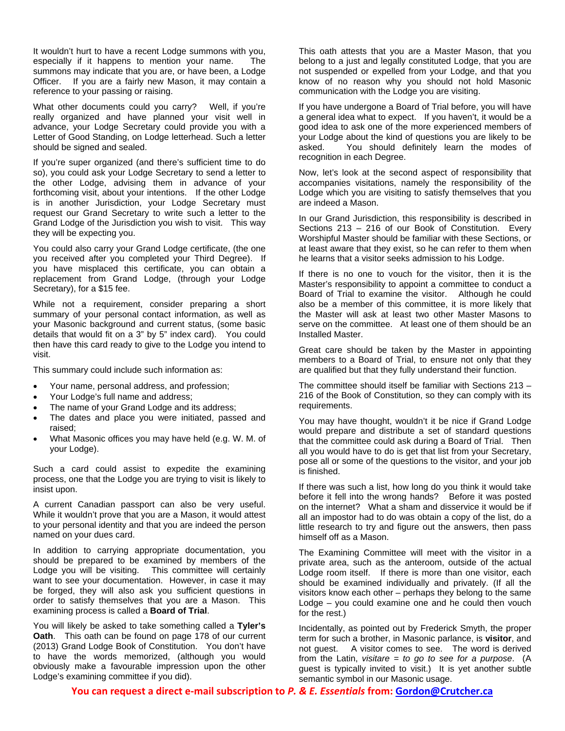It wouldn't hurt to have a recent Lodge summons with you, especially if it happens to mention your name. The summons may indicate that you are, or have been, a Lodge Officer. If you are a fairly new Mason, it may contain a reference to your passing or raising.

What other documents could you carry? Well, if you're really organized and have planned your visit well in advance, your Lodge Secretary could provide you with a Letter of Good Standing, on Lodge letterhead. Such a letter should be signed and sealed.

If you're super organized (and there's sufficient time to do so), you could ask your Lodge Secretary to send a letter to the other Lodge, advising them in advance of your forthcoming visit, about your intentions. If the other Lodge is in another Jurisdiction, your Lodge Secretary must request our Grand Secretary to write such a letter to the Grand Lodge of the Jurisdiction you wish to visit. This way they will be expecting you.

You could also carry your Grand Lodge certificate, (the one you received after you completed your Third Degree). If you have misplaced this certificate, you can obtain a replacement from Grand Lodge, (through your Lodge Secretary), for a $15 fee.

While not a requirement, consider preparing a short summary of your personal contact information, as well as your Masonic background and current status, (some basic details that would fit on a 3" by 5" index card). You could then have this card ready to give to the Lodge you intend to visit.

This summary could include such information as:

- Your name, personal address, and profession;
- Your Lodge's full name and address;
- The name of your Grand Lodge and its address;
- The dates and place you were initiated, passed and raised;
- What Masonic offices you may have held (e.g. W. M. of your Lodge).

Such a card could assist to expedite the examining process, one that the Lodge you are trying to visit is likely to insist upon.

A current Canadian passport can also be very useful. While it wouldn't prove that you are a Mason, it would attest to your personal identity and that you are indeed the person named on your dues card.

In addition to carrying appropriate documentation, you should be prepared to be examined by members of the Lodge you will be visiting. This committee will certainly want to see your documentation. However, in case it may be forged, they will also ask you sufficient questions in order to satisfy themselves that you are a Mason. This examining process is called a **Board of Trial**.

You will likely be asked to take something called a **Tyler's Oath**. This oath can be found on page 178 of our current (2013) Grand Lodge Book of Constitution. You don't have to have the words memorized, (although you would obviously make a favourable impression upon the other Lodge's examining committee if you did).

This oath attests that you are a Master Mason, that you belong to a just and legally constituted Lodge, that you are not suspended or expelled from your Lodge, and that you know of no reason why you should not hold Masonic communication with the Lodge you are visiting.

If you have undergone a Board of Trial before, you will have a general idea what to expect. If you haven't, it would be a good idea to ask one of the more experienced members of your Lodge about the kind of questions you are likely to be asked. You should definitely learn the modes of recognition in each Degree.

Now, let's look at the second aspect of responsibility that accompanies visitations, namely the responsibility of the Lodge which you are visiting to satisfy themselves that you are indeed a Mason.

In our Grand Jurisdiction, this responsibility is described in Sections 213 – 216 of our Book of Constitution. Every Worshipful Master should be familiar with these Sections, or at least aware that they exist, so he can refer to them when he learns that a visitor seeks admission to his Lodge.

If there is no one to vouch for the visitor, then it is the Master's responsibility to appoint a committee to conduct a Board of Trial to examine the visitor. Although he could also be a member of this committee, it is more likely that the Master will ask at least two other Master Masons to serve on the committee. At least one of them should be an Installed Master.

Great care should be taken by the Master in appointing members to a Board of Trial, to ensure not only that they are qualified but that they fully understand their function.

The committee should itself be familiar with Sections 213 – 216 of the Book of Constitution, so they can comply with its requirements.

You may have thought, wouldn't it be nice if Grand Lodge would prepare and distribute a set of standard questions that the committee could ask during a Board of Trial. Then all you would have to do is get that list from your Secretary, pose all or some of the questions to the visitor, and your job is finished.

If there was such a list, how long do you think it would take before it fell into the wrong hands? Before it was posted on the internet? What a sham and disservice it would be if all an impostor had to do was obtain a copy of the list, do a little research to try and figure out the answers, then pass himself off as a Mason.

The Examining Committee will meet with the visitor in a private area, such as the anteroom, outside of the actual Lodge room itself. If there is more than one visitor, each should be examined individually and privately. (If all the visitors know each other – perhaps they belong to the same Lodge – you could examine one and he could then vouch for the rest.)

Incidentally, as pointed out by Frederick Smyth, the proper term for such a brother, in Masonic parlance, is **visitor**, and not guest. A visitor comes to see. The word is derived from the Latin, *visitare = to go to see for a purpose*. (A guest is typically invited to visit.) It is yet another subtle semantic symbol in our Masonic usage.

**You can request a direct e-mail subscription to *P. & E. Essentials* from: Gordon@Crutcher.ca**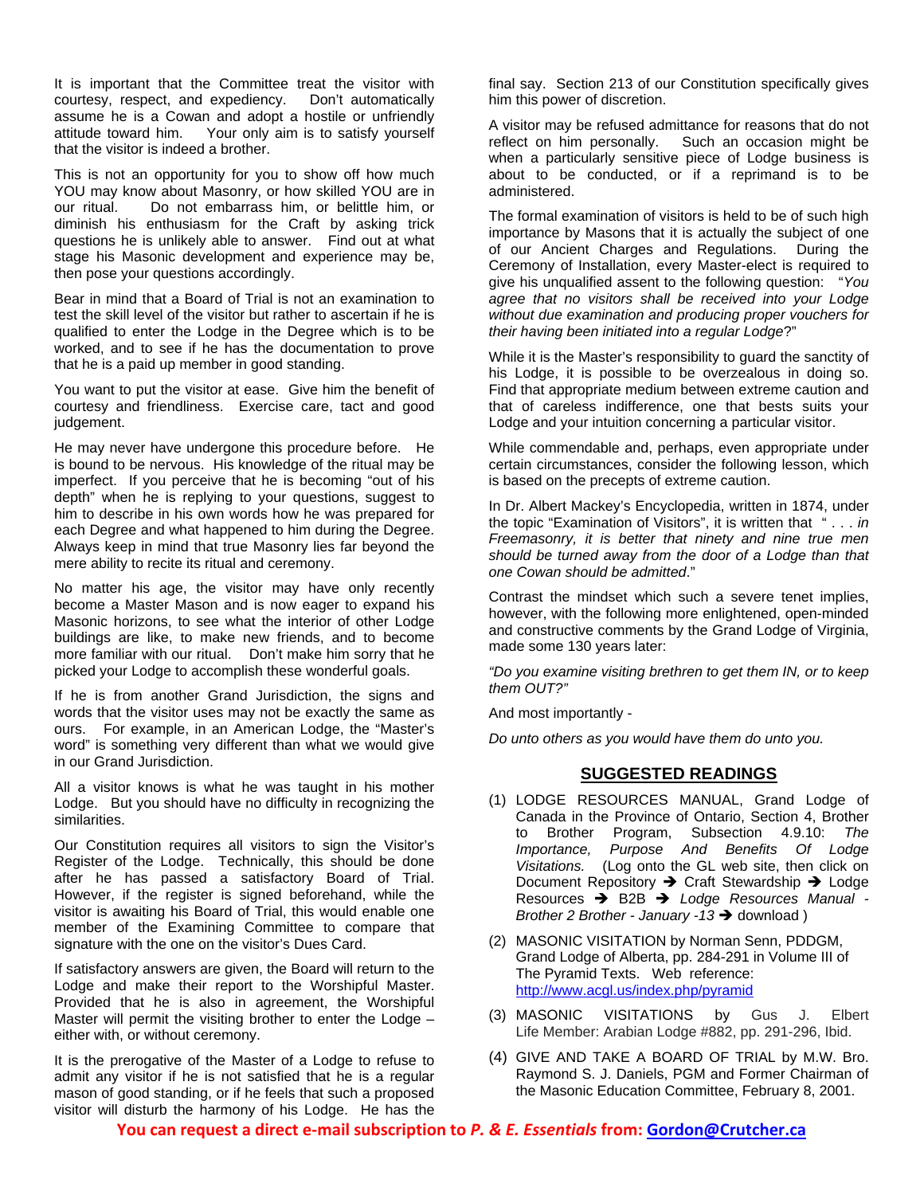It is important that the Committee treat the visitor with courtesy, respect, and expediency. Don't automatically assume he is a Cowan and adopt a hostile or unfriendly attitude toward him. Your only aim is to satisfy yourself that the visitor is indeed a brother.

This is not an opportunity for you to show off how much YOU may know about Masonry, or how skilled YOU are in our ritual. Do not embarrass him, or belittle him, or diminish his enthusiasm for the Craft by asking trick questions he is unlikely able to answer. Find out at what stage his Masonic development and experience may be, then pose your questions accordingly.

Bear in mind that a Board of Trial is not an examination to test the skill level of the visitor but rather to ascertain if he is qualified to enter the Lodge in the Degree which is to be worked, and to see if he has the documentation to prove that he is a paid up member in good standing.

You want to put the visitor at ease. Give him the benefit of courtesy and friendliness. Exercise care, tact and good judgement.

He may never have undergone this procedure before. He is bound to be nervous. His knowledge of the ritual may be imperfect. If you perceive that he is becoming "out of his depth" when he is replying to your questions, suggest to him to describe in his own words how he was prepared for each Degree and what happened to him during the Degree. Always keep in mind that true Masonry lies far beyond the mere ability to recite its ritual and ceremony.

No matter his age, the visitor may have only recently become a Master Mason and is now eager to expand his Masonic horizons, to see what the interior of other Lodge buildings are like, to make new friends, and to become more familiar with our ritual. Don't make him sorry that he picked your Lodge to accomplish these wonderful goals.

If he is from another Grand Jurisdiction, the signs and words that the visitor uses may not be exactly the same as ours. For example, in an American Lodge, the "Master's word" is something very different than what we would give in our Grand Jurisdiction.

All a visitor knows is what he was taught in his mother Lodge. But you should have no difficulty in recognizing the similarities.

Our Constitution requires all visitors to sign the Visitor's Register of the Lodge. Technically, this should be done after he has passed a satisfactory Board of Trial. However, if the register is signed beforehand, while the visitor is awaiting his Board of Trial, this would enable one member of the Examining Committee to compare that signature with the one on the visitor's Dues Card.

If satisfactory answers are given, the Board will return to the Lodge and make their report to the Worshipful Master. Provided that he is also in agreement, the Worshipful Master will permit the visiting brother to enter the Lodge – either with, or without ceremony.

It is the prerogative of the Master of a Lodge to refuse to admit any visitor if he is not satisfied that he is a regular mason of good standing, or if he feels that such a proposed visitor will disturb the harmony of his Lodge. He has the final say. Section 213 of our Constitution specifically gives him this power of discretion.

A visitor may be refused admittance for reasons that do not reflect on him personally. Such an occasion might be when a particularly sensitive piece of Lodge business is about to be conducted, or if a reprimand is to be administered.

The formal examination of visitors is held to be of such high importance by Masons that it is actually the subject of one of our Ancient Charges and Regulations. During the Ceremony of Installation, every Master-elect is required to give his unqualified assent to the following question: "*You agree that no visitors shall be received into your Lodge without due examination and producing proper vouchers for their having been initiated into a regular Lodge*?"

While it is the Master's responsibility to guard the sanctity of his Lodge, it is possible to be overzealous in doing so. Find that appropriate medium between extreme caution and that of careless indifference, one that bests suits your Lodge and your intuition concerning a particular visitor.

While commendable and, perhaps, even appropriate under certain circumstances, consider the following lesson, which is based on the precepts of extreme caution.

In Dr. Albert Mackey's Encyclopedia, written in 1874, under the topic "Examination of Visitors", it is written that " . . . *in Freemasonry, it is better that ninety and nine true men should be turned away from the door of a Lodge than that one Cowan should be admitted*."

Contrast the mindset which such a severe tenet implies, however, with the following more enlightened, open-minded and constructive comments by the Grand Lodge of Virginia, made some 130 years later:

*"Do you examine visiting brethren to get them IN, or to keep them OUT?"*

And most importantly -

*Do unto others as you would have them do unto you.*

## SUGGESTED READINGS

(1) LODGE RESOURCES MANUAL, Grand Lodge of Canada in the Province of Ontario, Section 4, Brother to Brother Program, Subsection 4.9.10: *The Importance, Purpose And Benefits Of Lodge Visitations.* (Log onto the GL web site, then click on Document Repository ➔ Craft Stewardship ➔ Lodge Resources ➔ B2B ➔ *Lodge Resources Manual - Brother 2 Brother - January -13* ➔ download )

(2) MASONIC VISITATION by Norman Senn, PDDGM, Grand Lodge of Alberta, pp. 284-291 in Volume III of The Pyramid Texts. Web reference: http://www.acgl.us/index.php/pyramid

(3) MASONIC VISITATIONS by Gus J. Elbert Life Member: Arabian Lodge #882, pp. 291-296, Ibid.

(4) GIVE AND TAKE A BOARD OF TRIAL by M.W. Bro. Raymond S. J. Daniels, PGM and Former Chairman of the Masonic Education Committee, February 8, 2001.

**You can request a direct e-mail subscription to *P. & E. Essentials* from: Gordon@Crutcher.ca**